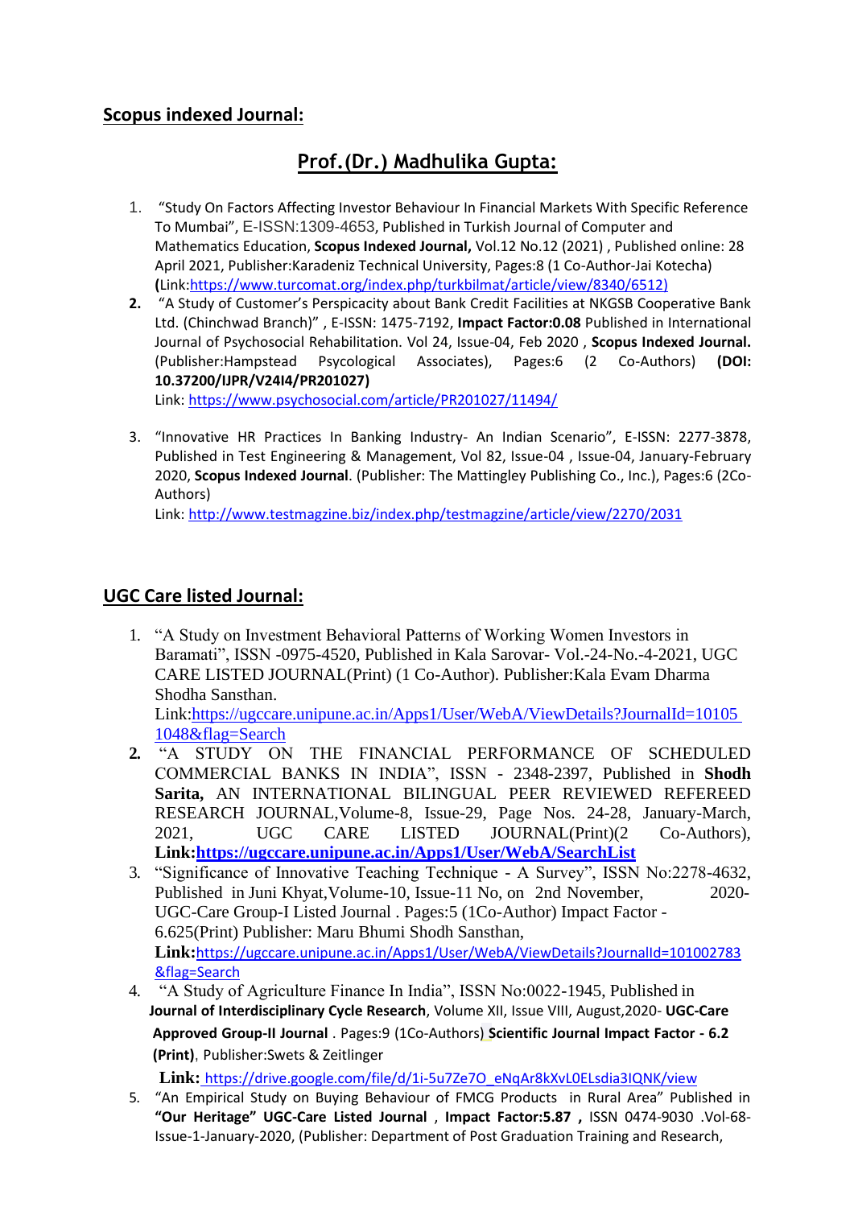## Scopus indexed Journal:

# Prof.(Dr.) Madhulika Gupta:

1. "Study On Factors Affecting Investor Behaviour In Financial Markets With Specific Reference To Mumbai", E-ISSN:1309-4653, Published in Turkish Journal of Computer and Mathematics Education, **Scopus Indexed Journal,** Vol.12 No.12 (2021) , Published online: 28 April 2021, Publisher:Karadeniz Technical University, Pages:8 (1 Co-Author-Jai Kotecha) **(**Link:https://www.turcomat.org/index.php/turkbilmat/article/view/8340/6512)
2. "A Study of Customer's Perspicacity about Bank Credit Facilities at NKGSB Cooperative Bank Ltd. (Chinchwad Branch)" , E-ISSN: 1475-7192, **Impact Factor:0.08** Published in International Journal of Psychosocial Rehabilitation. Vol 24, Issue-04, Feb 2020 , **Scopus Indexed Journal.** (Publisher:Hampstead Psycological Associates), Pages:6 (2 Co-Authors) **(DOI: 10.37200/IJPR/V24I4/PR201027)**
   Link: https://www.psychosocial.com/article/PR201027/11494/
3. "Innovative HR Practices In Banking Industry- An Indian Scenario", E-ISSN: 2277-3878, Published in Test Engineering & Management, Vol 82, Issue-04 , Issue-04, January-February 2020, **Scopus Indexed Journal**. (Publisher: The Mattingley Publishing Co., Inc.), Pages:6 (2Co-Authors)
   Link: http://www.testmagzine.biz/index.php/testmagzine/article/view/2270/2031

## UGC Care listed Journal:

1. "A Study on Investment Behavioral Patterns of Working Women Investors in Baramati", ISSN -0975-4520, Published in Kala Sarovar- Vol.-24-No.-4-2021, UGC CARE LISTED JOURNAL(Print) (1 Co-Author). Publisher:Kala Evam Dharma Shodha Sansthan.
   Link:https://ugccare.unipune.ac.in/Apps1/User/WebA/ViewDetails?JournalId=101051048&flag=Search
2. "A STUDY ON THE FINANCIAL PERFORMANCE OF SCHEDULED COMMERCIAL BANKS IN INDIA", ISSN - 2348-2397, Published in **Shodh Sarita,** AN INTERNATIONAL BILINGUAL PEER REVIEWED REFEREED RESEARCH JOURNAL,Volume-8, Issue-29, Page Nos. 24-28, January-March, 2021, UGC CARE LISTED JOURNAL(Print)(2 Co-Authors), **Link:https://ugccare.unipune.ac.in/Apps1/User/WebA/SearchList**
3. "Significance of Innovative Teaching Technique - A Survey", ISSN No:2278-4632, Published in Juni Khyat,Volume-10, Issue-11 No, on 2nd November, 2020- UGC-Care Group-I Listed Journal . Pages:5 (1Co-Author) Impact Factor - 6.625(Print) Publisher: Maru Bhumi Shodh Sansthan,
   **Link:**https://ugccare.unipune.ac.in/Apps1/User/WebA/ViewDetails?JournalId=101002783&flag=Search
4. "A Study of Agriculture Finance In India", ISSN No:0022-1945, Published in **Journal of Interdisciplinary Cycle Research**, Volume XII, Issue VIII, August,2020- **UGC-Care Approved Group-II Journal** . Pages:9 (1Co-Authors) **Scientific Journal Impact Factor - 6.2 (Print)**, Publisher:Swets & Zeitlinger
   **Link:** https://drive.google.com/file/d/1i-5u7Ze7O_eNqAr8kXvL0ELsdia3IQNK/view
5. "An Empirical Study on Buying Behaviour of FMCG Products in Rural Area" Published in **"Our Heritage" UGC-Care Listed Journal** , **Impact Factor:5.87 ,** ISSN 0474-9030 .Vol-68-Issue-1-January-2020, (Publisher: Department of Post Graduation Training and Research,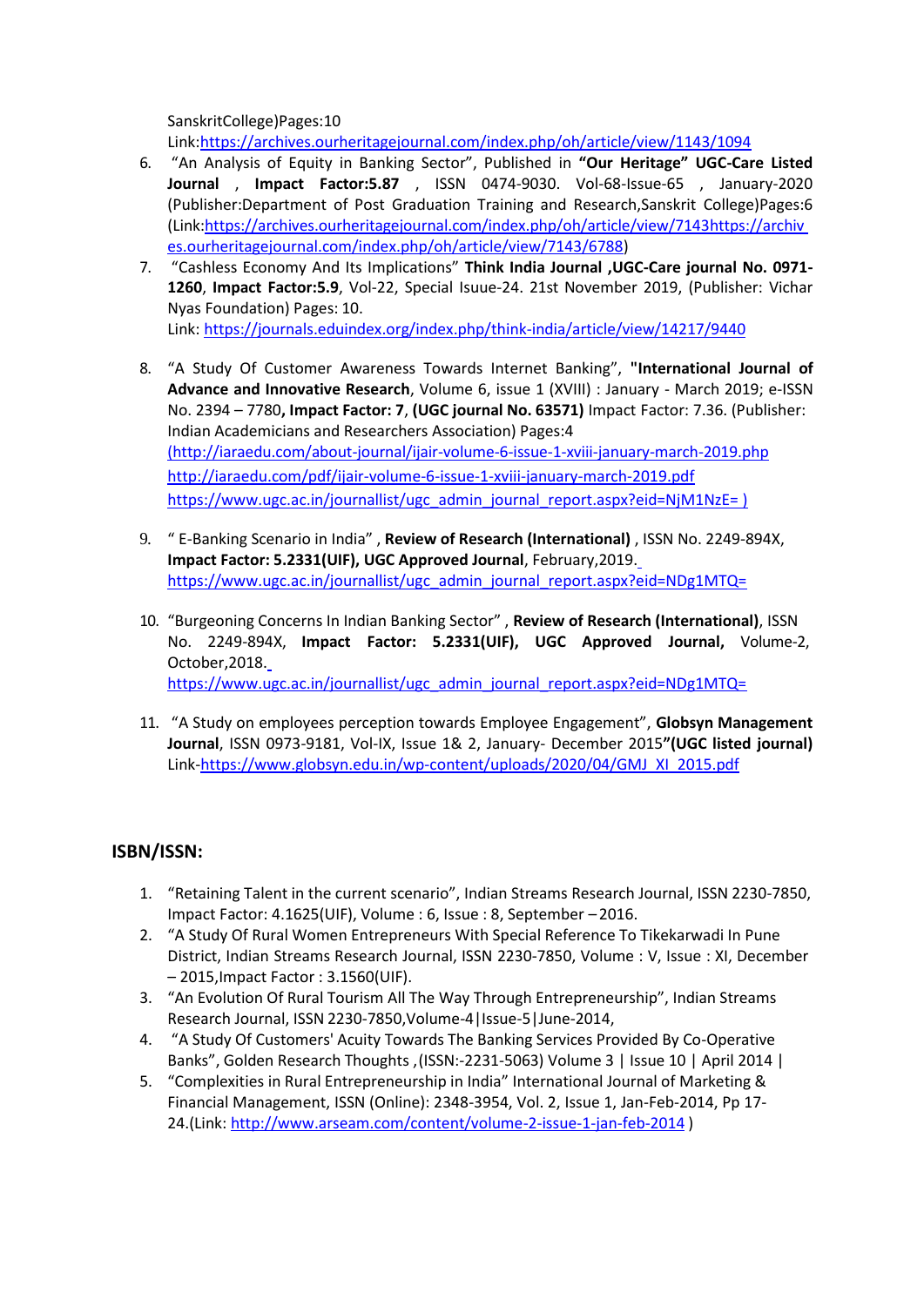SanskritCollege)Pages:10
Link:https://archives.ourheritagejournal.com/index.php/oh/article/view/1143/1094

6. "An Analysis of Equity in Banking Sector", Published in **"Our Heritage" UGC-Care Listed Journal** , **Impact Factor:5.87** , ISSN 0474-9030. Vol-68-Issue-65 , January-2020 (Publisher:Department of Post Graduation Training and Research,Sanskrit College)Pages:6 (Link:https://archives.ourheritagejournal.com/index.php/oh/article/view/7143https://archives.ourheritagejournal.com/index.php/oh/article/view/7143/6788)
7. "Cashless Economy And Its Implications" **Think India Journal ,UGC-Care journal No. 0971-1260**, **Impact Factor:5.9**, Vol-22, Special Isuue-24. 21st November 2019, (Publisher: Vichar Nyas Foundation) Pages: 10.
   Link: https://journals.eduindex.org/index.php/think-india/article/view/14217/9440

8. "A Study Of Customer Awareness Towards Internet Banking", **"International Journal of Advance and Innovative Research**, Volume 6, issue 1 (XVIII) : January - March 2019; e-ISSN No. 2394 – 7780**, Impact Factor: 7**, **(UGC journal No. 63571)** Impact Factor: 7.36. (Publisher: Indian Academicians and Researchers Association) Pages:4
   (http://iaraedu.com/about-journal/ijair-volume-6-issue-1-xviii-january-march-2019.php
   http://iaraedu.com/pdf/ijair-volume-6-issue-1-xviii-january-march-2019.pdf
   https://www.ugc.ac.in/journallist/ugc_admin_journal_report.aspx?eid=NjM1NzE= )

9. " E-Banking Scenario in India" , **Review of Research (International)** , ISSN No. 2249-894X, **Impact Factor: 5.2331(UIF), UGC Approved Journal**, February,2019.
   https://www.ugc.ac.in/journallist/ugc_admin_journal_report.aspx?eid=NDg1MTQ=

10. "Burgeoning Concerns In Indian Banking Sector" , **Review of Research (International)**, ISSN No. 2249-894X, **Impact Factor: 5.2331(UIF), UGC Approved Journal,** Volume-2, October,2018.
    https://www.ugc.ac.in/journallist/ugc_admin_journal_report.aspx?eid=NDg1MTQ=

11. "A Study on employees perception towards Employee Engagement", **Globsyn Management Journal**, ISSN 0973-9181, Vol-IX, Issue 1& 2, January- December 2015**"(UGC listed journal)**
    Link-https://www.globsyn.edu.in/wp-content/uploads/2020/04/GMJ_XI_2015.pdf

## ISBN/ISSN:

1. "Retaining Talent in the current scenario", Indian Streams Research Journal, ISSN 2230-7850, Impact Factor: 4.1625(UIF), Volume : 6, Issue : 8, September – 2016.
2. "A Study Of Rural Women Entrepreneurs With Special Reference To Tikekarwadi In Pune District, Indian Streams Research Journal, ISSN 2230-7850, Volume : V, Issue : XI, December – 2015,Impact Factor : 3.1560(UIF).
3. "An Evolution Of Rural Tourism All The Way Through Entrepreneurship", Indian Streams Research Journal, ISSN 2230-7850,Volume-4|Issue-5|June-2014,
4. "A Study Of Customers' Acuity Towards The Banking Services Provided By Co-Operative Banks", Golden Research Thoughts ,(ISSN:-2231-5063) Volume 3 | Issue 10 | April 2014 |
5. "Complexities in Rural Entrepreneurship in India" International Journal of Marketing & Financial Management, ISSN (Online): 2348-3954, Vol. 2, Issue 1, Jan-Feb-2014, Pp 17-24.(Link: http://www.arseam.com/content/volume-2-issue-1-jan-feb-2014 )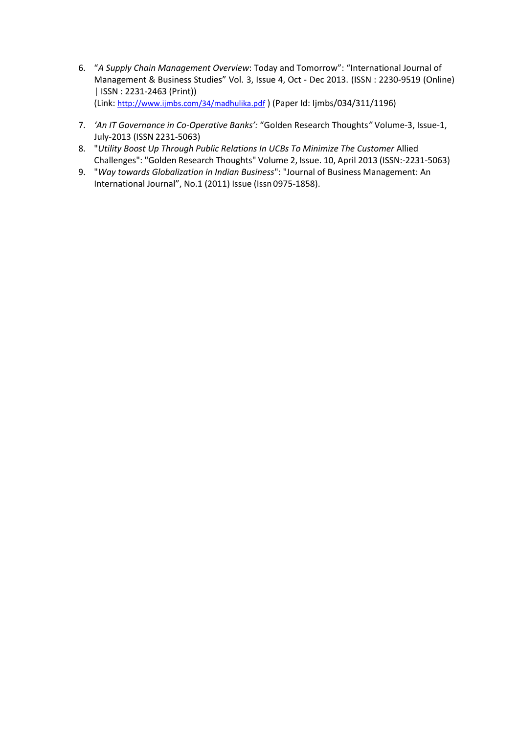6. "*A Supply Chain Management Overview*: Today and Tomorrow": "International Journal of Management & Business Studies" Vol. 3, Issue 4, Oct - Dec 2013. (ISSN : 2230-9519 (Online) | ISSN : 2231-2463 (Print))
   (Link: http://www.ijmbs.com/34/madhulika.pdf ) (Paper Id: Ijmbs/034/311/1196)

7. *'An IT Governance in Co-Operative Banks':* "Golden Research Thoughts*"* Volume-3, Issue-1, July-2013 (ISSN 2231-5063)
8. "*Utility Boost Up Through Public Relations In UCBs To Minimize The Customer* Allied Challenges": "Golden Research Thoughts" Volume 2, Issue. 10, April 2013 (ISSN:-2231-5063)
9. "*Way towards Globalization in Indian Business*": "Journal of Business Management: An International Journal", No.1 (2011) Issue (Issn 0975-1858).